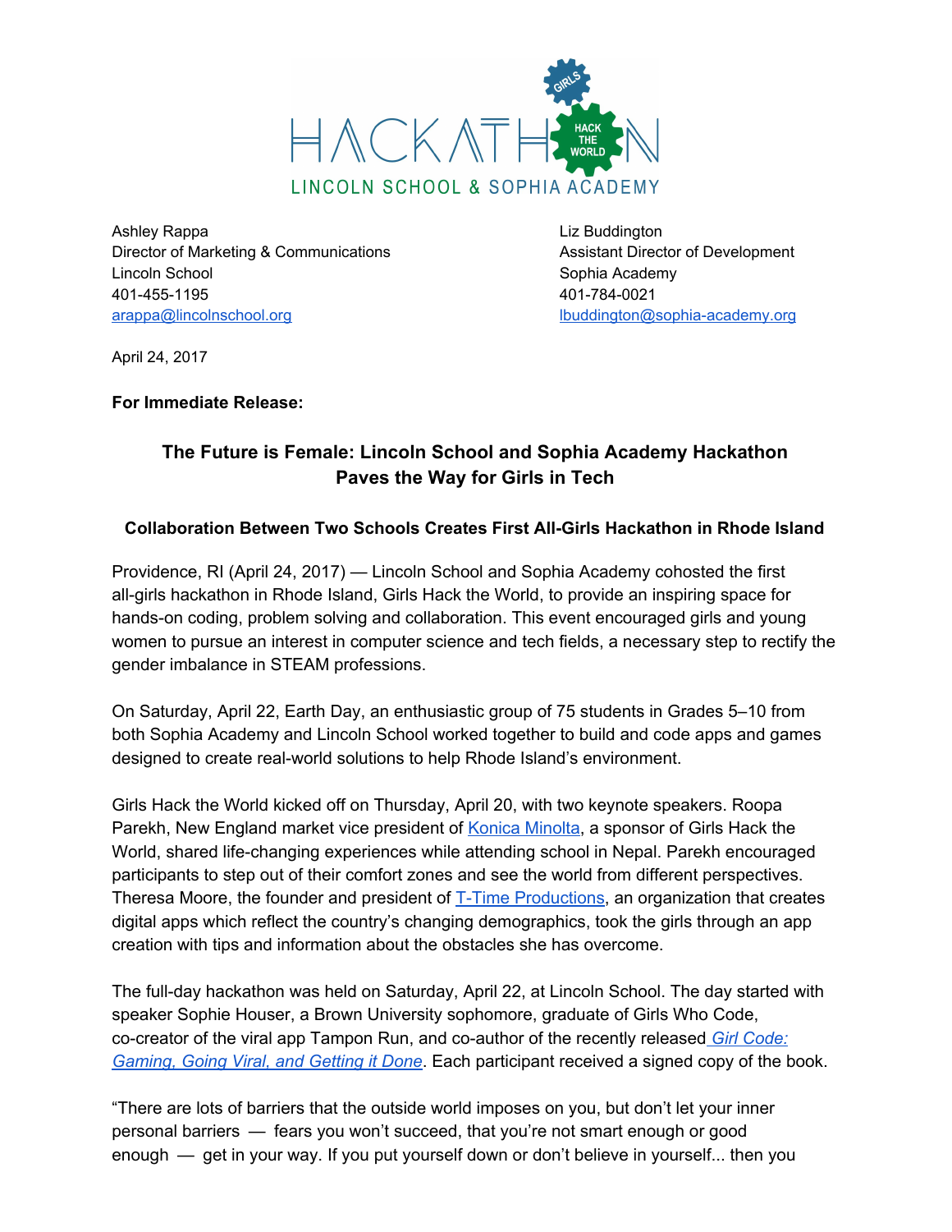HACKATHON — GIRLS HACK THE WORLD

LINCOLN SCHOOL & SOPHIA ACADEMY

Ashley Rappa
Director of Marketing & Communications
Lincoln School
401-455-1195
arappa@lincolnschool.org

Liz Buddington
Assistant Director of Development
Sophia Academy
401-784-0021
lbuddington@sophia-academy.org

April 24, 2017

**For Immediate Release:**

## The Future is Female: Lincoln School and Sophia Academy Hackathon Paves the Way for Girls in Tech

### Collaboration Between Two Schools Creates First All-Girls Hackathon in Rhode Island

Providence, RI (April 24, 2017) — Lincoln School and Sophia Academy cohosted the first all-girls hackathon in Rhode Island, Girls Hack the World, to provide an inspiring space for hands-on coding, problem solving and collaboration. This event encouraged girls and young women to pursue an interest in computer science and tech fields, a necessary step to rectify the gender imbalance in STEAM professions.

On Saturday, April 22, Earth Day, an enthusiastic group of 75 students in Grades 5–10 from both Sophia Academy and Lincoln School worked together to build and code apps and games designed to create real-world solutions to help Rhode Island's environment.

Girls Hack the World kicked off on Thursday, April 20, with two keynote speakers. Roopa Parekh, New England market vice president of Konica Minolta, a sponsor of Girls Hack the World, shared life-changing experiences while attending school in Nepal. Parekh encouraged participants to step out of their comfort zones and see the world from different perspectives. Theresa Moore, the founder and president of T-Time Productions, an organization that creates digital apps which reflect the country's changing demographics, took the girls through an app creation with tips and information about the obstacles she has overcome.

The full-day hackathon was held on Saturday, April 22, at Lincoln School. The day started with speaker Sophie Houser, a Brown University sophomore, graduate of Girls Who Code, co-creator of the viral app Tampon Run, and co-author of the recently released *Girl Code: Gaming, Going Viral, and Getting it Done*. Each participant received a signed copy of the book.

"There are lots of barriers that the outside world imposes on you, but don't let your inner personal barriers — fears you won't succeed, that you're not smart enough or good enough — get in your way. If you put yourself down or don't believe in yourself... then you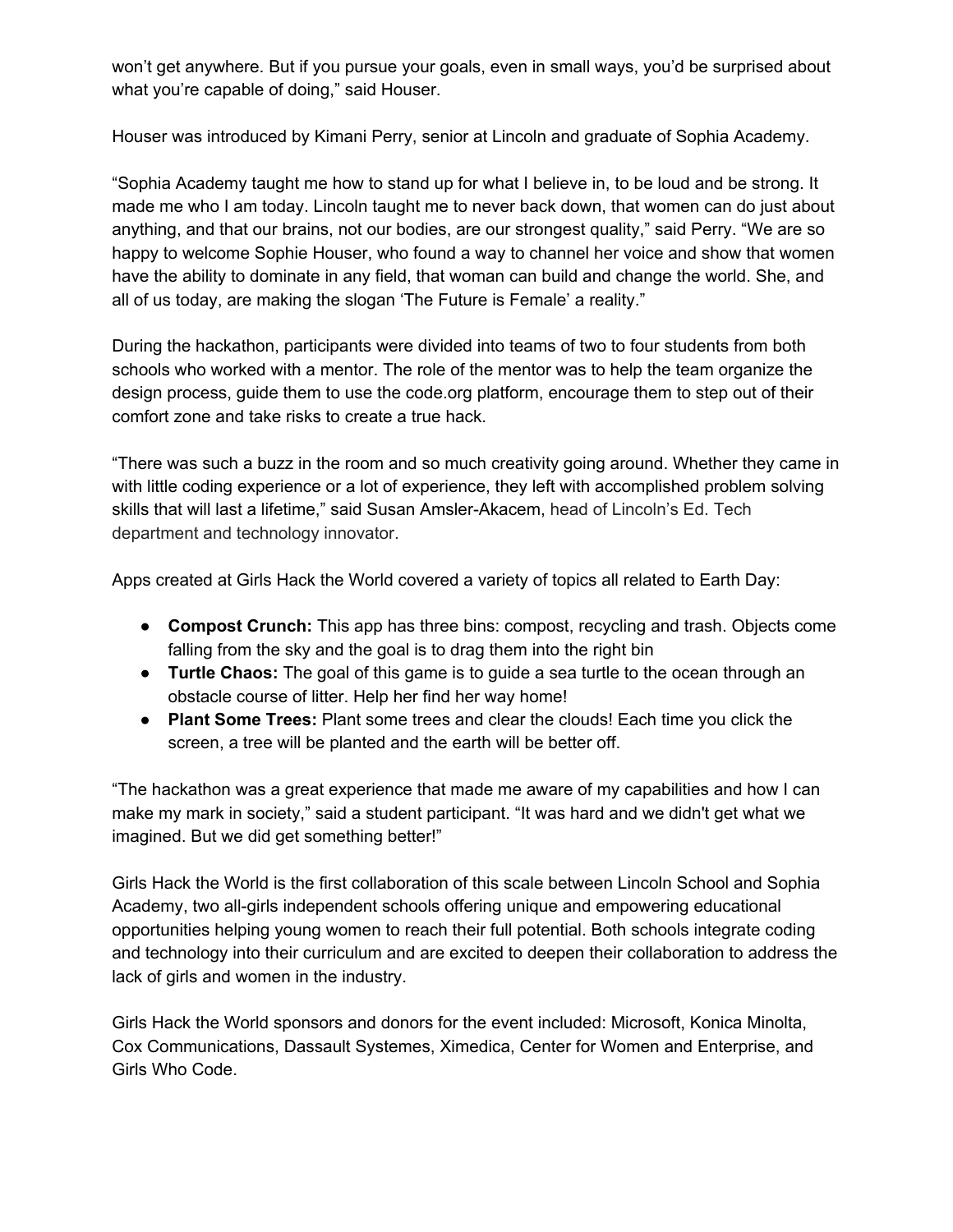won't get anywhere. But if you pursue your goals, even in small ways, you'd be surprised about what you're capable of doing," said Houser.

Houser was introduced by Kimani Perry, senior at Lincoln and graduate of Sophia Academy.

"Sophia Academy taught me how to stand up for what I believe in, to be loud and be strong. It made me who I am today. Lincoln taught me to never back down, that women can do just about anything, and that our brains, not our bodies, are our strongest quality," said Perry. "We are so happy to welcome Sophie Houser, who found a way to channel her voice and show that women have the ability to dominate in any field, that woman can build and change the world. She, and all of us today, are making the slogan 'The Future is Female' a reality."

During the hackathon, participants were divided into teams of two to four students from both schools who worked with a mentor. The role of the mentor was to help the team organize the design process, guide them to use the code.org platform, encourage them to step out of their comfort zone and take risks to create a true hack.

"There was such a buzz in the room and so much creativity going around. Whether they came in with little coding experience or a lot of experience, they left with accomplished problem solving skills that will last a lifetime," said Susan Amsler-Akacem, head of Lincoln's Ed. Tech department and technology innovator.

Apps created at Girls Hack the World covered a variety of topics all related to Earth Day:

- **Compost Crunch:** This app has three bins: compost, recycling and trash. Objects come falling from the sky and the goal is to drag them into the right bin
- **Turtle Chaos:** The goal of this game is to guide a sea turtle to the ocean through an obstacle course of litter. Help her find her way home!
- **Plant Some Trees:** Plant some trees and clear the clouds! Each time you click the screen, a tree will be planted and the earth will be better off.

"The hackathon was a great experience that made me aware of my capabilities and how I can make my mark in society," said a student participant. "It was hard and we didn't get what we imagined. But we did get something better!"

Girls Hack the World is the first collaboration of this scale between Lincoln School and Sophia Academy, two all-girls independent schools offering unique and empowering educational opportunities helping young women to reach their full potential. Both schools integrate coding and technology into their curriculum and are excited to deepen their collaboration to address the lack of girls and women in the industry.

Girls Hack the World sponsors and donors for the event included: Microsoft, Konica Minolta, Cox Communications, Dassault Systemes, Ximedica, Center for Women and Enterprise, and Girls Who Code.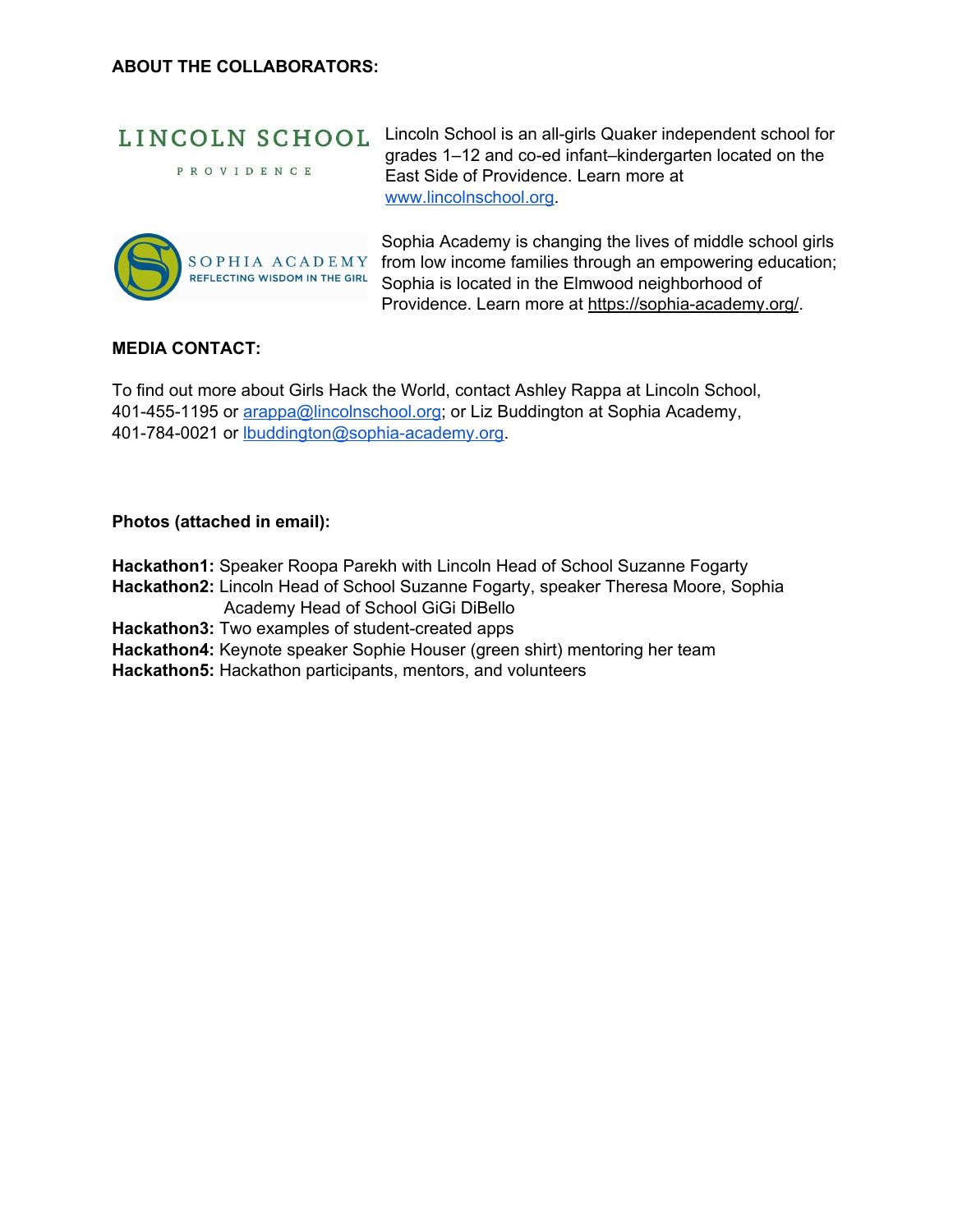**ABOUT THE COLLABORATORS:**

LINCOLN SCHOOL

PROVIDENCE

Lincoln School is an all-girls Quaker independent school for grades 1–12 and co-ed infant–kindergarten located on the East Side of Providence. Learn more at www.lincolnschool.org.

SOPHIA ACADEMY

REFLECTING WISDOM IN THE GIRL

Sophia Academy is changing the lives of middle school girls from low income families through an empowering education; Sophia is located in the Elmwood neighborhood of Providence. Learn more at https://sophia-academy.org/.

**MEDIA CONTACT:**

To find out more about Girls Hack the World, contact Ashley Rappa at Lincoln School, 401-455-1195 or arappa@lincolnschool.org; or Liz Buddington at Sophia Academy, 401-784-0021 or lbuddington@sophia-academy.org.

**Photos (attached in email):**

**Hackathon1:** Speaker Roopa Parekh with Lincoln Head of School Suzanne Fogarty
**Hackathon2:** Lincoln Head of School Suzanne Fogarty, speaker Theresa Moore, Sophia Academy Head of School GiGi DiBello
**Hackathon3:** Two examples of student-created apps
**Hackathon4:** Keynote speaker Sophie Houser (green shirt) mentoring her team
**Hackathon5:** Hackathon participants, mentors, and volunteers